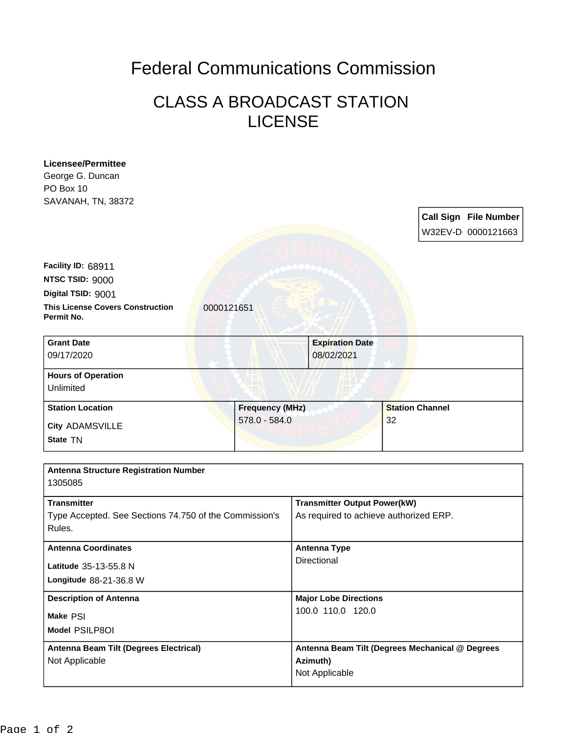# Federal Communications Commission

## CLASS A BROADCAST STATION LICENSE

**Licensee/Permittee**
George G. Duncan
PO Box 10
SAVANAH, TN, 38372

| Call Sign | File Number |
|---|---|
| W32EV-D | 0000121663 |

**Facility ID:** 68911
**NTSC TSID:** 9000
**Digital TSID:** 9001
**This License Covers Construction Permit No.** 0000121651

| Grant Date | Expiration Date |
|---|---|
| 09/17/2020 | 08/02/2021 |

| Hours of Operation |
|---|
| Unlimited |

| Station Location | Frequency (MHz) | Station Channel |
|---|---|---|
| City ADAMSVILLE<br>State TN | 578.0 - 584.0 | 32 |

| Antenna Structure Registration Number | |
|---|---|
| 1305085 | |
| **Transmitter** | **Transmitter Output Power(kW)** |
| Type Accepted. See Sections 74.750 of the Commission's Rules. | As required to achieve authorized ERP. |
| **Antenna Coordinates** | **Antenna Type** |
| Latitude 35-13-55.8 N<br>Longitude 88-21-36.8 W | Directional |
| **Description of Antenna** | **Major Lobe Directions** |
| Make PSI<br>Model PSILP8OI | 100.0 110.0 120.0 |
| **Antenna Beam Tilt (Degrees Electrical)** | **Antenna Beam Tilt (Degrees Mechanical @ Degrees Azimuth)** |
| Not Applicable | Not Applicable |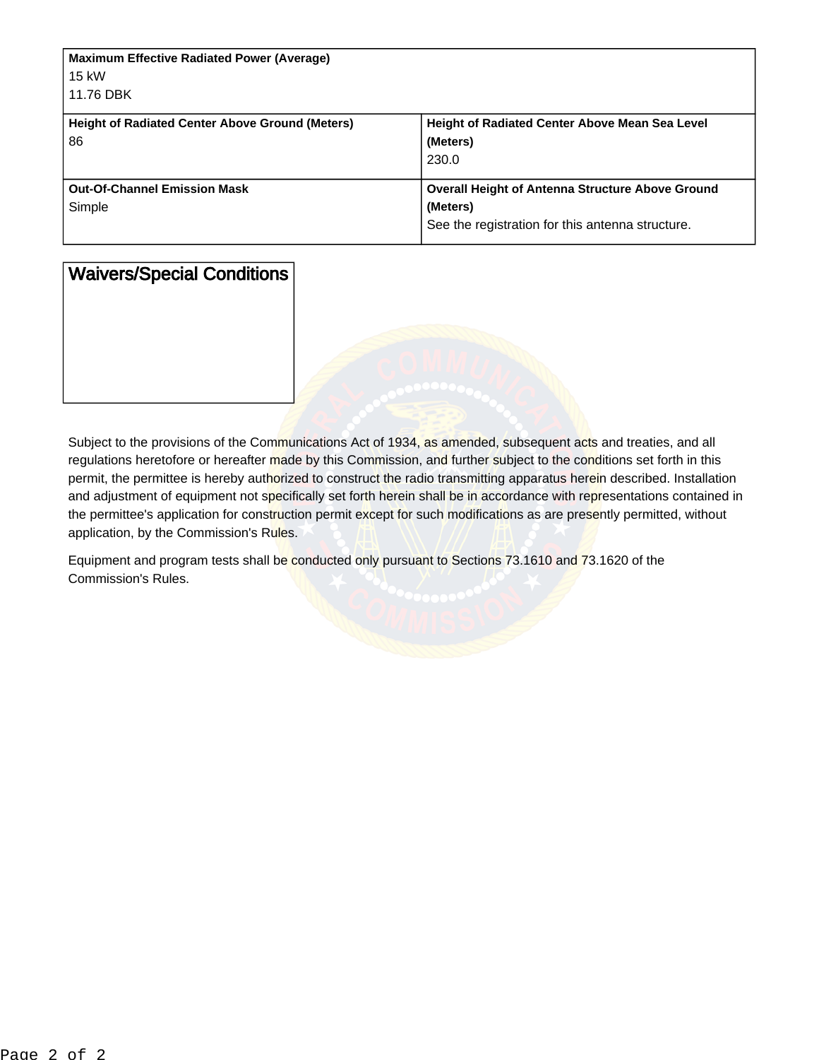| | |
|---|---|
| **Maximum Effective Radiated Power (Average)**<br>15 kW<br>11.76 DBK | |
| **Height of Radiated Center Above Ground (Meters)**<br>86 | **Height of Radiated Center Above Mean Sea Level (Meters)**<br>230.0 |
| **Out-Of-Channel Emission Mask**<br>Simple | **Overall Height of Antenna Structure Above Ground (Meters)**<br>See the registration for this antenna structure. |

## Waivers/Special Conditions

Subject to the provisions of the Communications Act of 1934, as amended, subsequent acts and treaties, and all regulations heretofore or hereafter made by this Commission, and further subject to the conditions set forth in this permit, the permittee is hereby authorized to construct the radio transmitting apparatus herein described. Installation and adjustment of equipment not specifically set forth herein shall be in accordance with representations contained in the permittee's application for construction permit except for such modifications as are presently permitted, without application, by the Commission's Rules.

Equipment and program tests shall be conducted only pursuant to Sections 73.1610 and 73.1620 of the Commission's Rules.